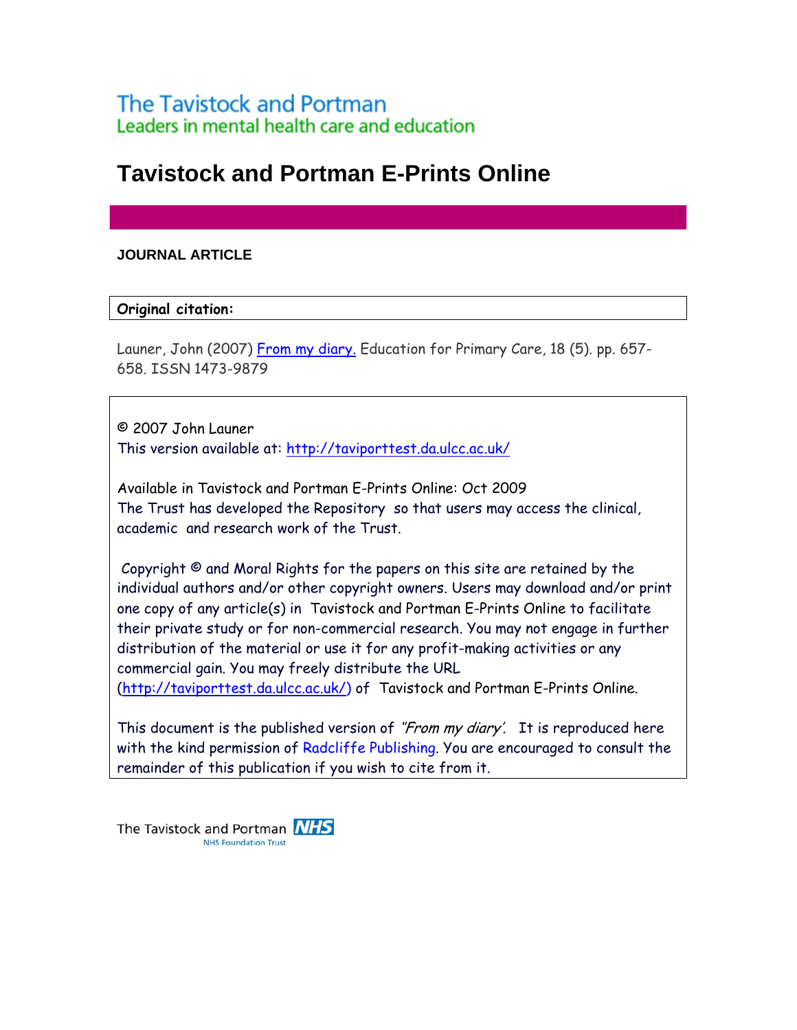The Tavistock and Portman
Leaders in mental health care and education

# Tavistock and Portman E-Prints Online

**JOURNAL ARTICLE**

**Original citation:**

Launer, John (2007) From my diary. Education for Primary Care, 18 (5). pp. 657-658. ISSN 1473-9879

© 2007 John Launer
This version available at: http://taviporttest.da.ulcc.ac.uk/

Available in Tavistock and Portman E-Prints Online: Oct 2009
The Trust has developed the Repository so that users may access the clinical, academic and research work of the Trust.

Copyright © and Moral Rights for the papers on this site are retained by the individual authors and/or other copyright owners. Users may download and/or print one copy of any article(s) in Tavistock and Portman E-Prints Online to facilitate their private study or for non-commercial research. You may not engage in further distribution of the material or use it for any profit-making activities or any commercial gain. You may freely distribute the URL (http://taviporttest.da.ulcc.ac.uk/) of Tavistock and Portman E-Prints Online.

This document is the published version of *'From my diary'*. It is reproduced here with the kind permission of Radcliffe Publishing. You are encouraged to consult the remainder of this publication if you wish to cite from it.

The Tavistock and Portman NHS
NHS Foundation Trust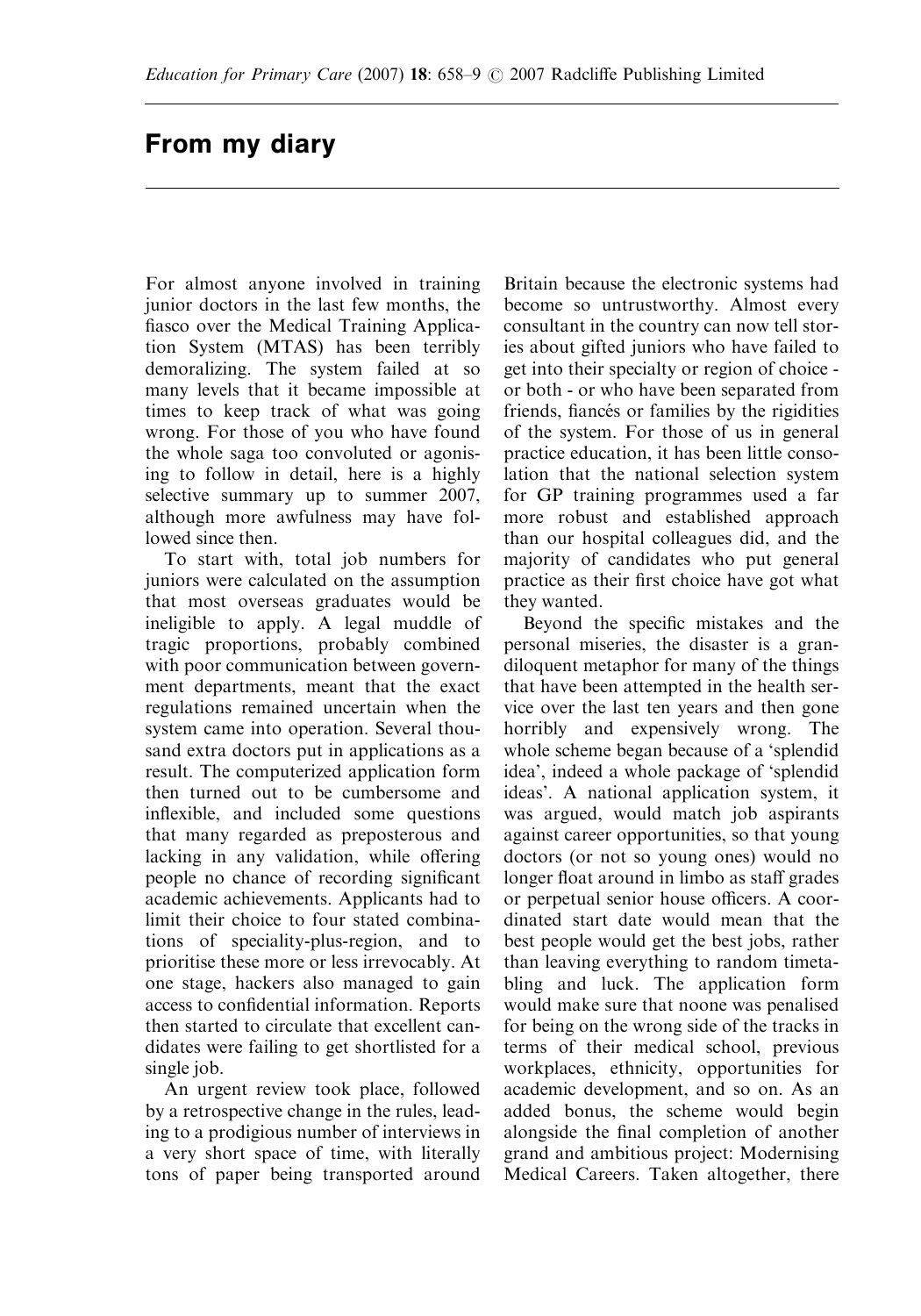# From my diary

For almost anyone involved in training junior doctors in the last few months, the fiasco over the Medical Training Application System (MTAS) has been terribly demoralizing. The system failed at so many levels that it became impossible at times to keep track of what was going wrong. For those of you who have found the whole saga too convoluted or agonising to follow in detail, here is a highly selective summary up to summer 2007, although more awfulness may have followed since then.

To start with, total job numbers for juniors were calculated on the assumption that most overseas graduates would be ineligible to apply. A legal muddle of tragic proportions, probably combined with poor communication between government departments, meant that the exact regulations remained uncertain when the system came into operation. Several thousand extra doctors put in applications as a result. The computerized application form then turned out to be cumbersome and inflexible, and included some questions that many regarded as preposterous and lacking in any validation, while offering people no chance of recording significant academic achievements. Applicants had to limit their choice to four stated combinations of speciality-plus-region, and to prioritise these more or less irrevocably. At one stage, hackers also managed to gain access to confidential information. Reports then started to circulate that excellent candidates were failing to get shortlisted for a single job.

An urgent review took place, followed by a retrospective change in the rules, leading to a prodigious number of interviews in a very short space of time, with literally tons of paper being transported around Britain because the electronic systems had become so untrustworthy. Almost every consultant in the country can now tell stories about gifted juniors who have failed to get into their specialty or region of choice - or both - or who have been separated from friends, fiancés or families by the rigidities of the system. For those of us in general practice education, it has been little consolation that the national selection system for GP training programmes used a far more robust and established approach than our hospital colleagues did, and the majority of candidates who put general practice as their first choice have got what they wanted.

Beyond the specific mistakes and the personal miseries, the disaster is a grandiloquent metaphor for many of the things that have been attempted in the health service over the last ten years and then gone horribly and expensively wrong. The whole scheme began because of a 'splendid idea', indeed a whole package of 'splendid ideas'. A national application system, it was argued, would match job aspirants against career opportunities, so that young doctors (or not so young ones) would no longer float around in limbo as staff grades or perpetual senior house officers. A coordinated start date would mean that the best people would get the best jobs, rather than leaving everything to random timetabling and luck. The application form would make sure that noone was penalised for being on the wrong side of the tracks in terms of their medical school, previous workplaces, ethnicity, opportunities for academic development, and so on. As an added bonus, the scheme would begin alongside the final completion of another grand and ambitious project: Modernising Medical Careers. Taken altogether, there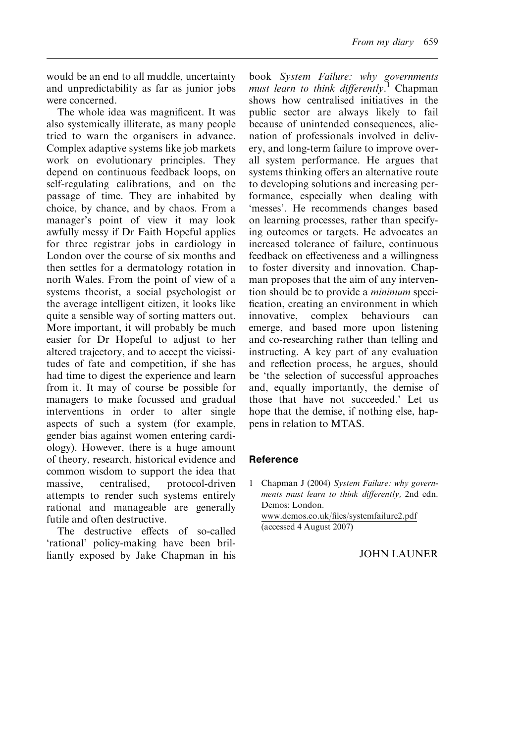would be an end to all muddle, uncertainty and unpredictability as far as junior jobs were concerned.

The whole idea was magnificent. It was also systemically illiterate, as many people tried to warn the organisers in advance. Complex adaptive systems like job markets work on evolutionary principles. They depend on continuous feedback loops, on self-regulating calibrations, and on the passage of time. They are inhabited by choice, by chance, and by chaos. From a manager's point of view it may look awfully messy if Dr Faith Hopeful applies for three registrar jobs in cardiology in London over the course of six months and then settles for a dermatology rotation in north Wales. From the point of view of a systems theorist, a social psychologist or the average intelligent citizen, it looks like quite a sensible way of sorting matters out. More important, it will probably be much easier for Dr Hopeful to adjust to her altered trajectory, and to accept the vicissitudes of fate and competition, if she has had time to digest the experience and learn from it. It may of course be possible for managers to make focussed and gradual interventions in order to alter single aspects of such a system (for example, gender bias against women entering cardiology). However, there is a huge amount of theory, research, historical evidence and common wisdom to support the idea that massive, centralised, protocol-driven attempts to render such systems entirely rational and manageable are generally futile and often destructive.

The destructive effects of so-called 'rational' policy-making have been brilliantly exposed by Jake Chapman in his book *System Failure: why governments must learn to think differently*.[1] Chapman shows how centralised initiatives in the public sector are always likely to fail because of unintended consequences, alienation of professionals involved in delivery, and long-term failure to improve overall system performance. He argues that systems thinking offers an alternative route to developing solutions and increasing performance, especially when dealing with 'messes'. He recommends changes based on learning processes, rather than specifying outcomes or targets. He advocates an increased tolerance of failure, continuous feedback on effectiveness and a willingness to foster diversity and innovation. Chapman proposes that the aim of any intervention should be to provide a *minimum* specification, creating an environment in which innovative, complex behaviours can emerge, and based more upon listening and co-researching rather than telling and instructing. A key part of any evaluation and reflection process, he argues, should be 'the selection of successful approaches and, equally importantly, the demise of those that have not succeeded.' Let us hope that the demise, if nothing else, happens in relation to MTAS.

## Reference

1 Chapman J (2004) *System Failure: why governments must learn to think differently,* 2nd edn. Demos: London. www.demos.co.uk/files/systemfailure2.pdf (accessed 4 August 2007)

JOHN LAUNER